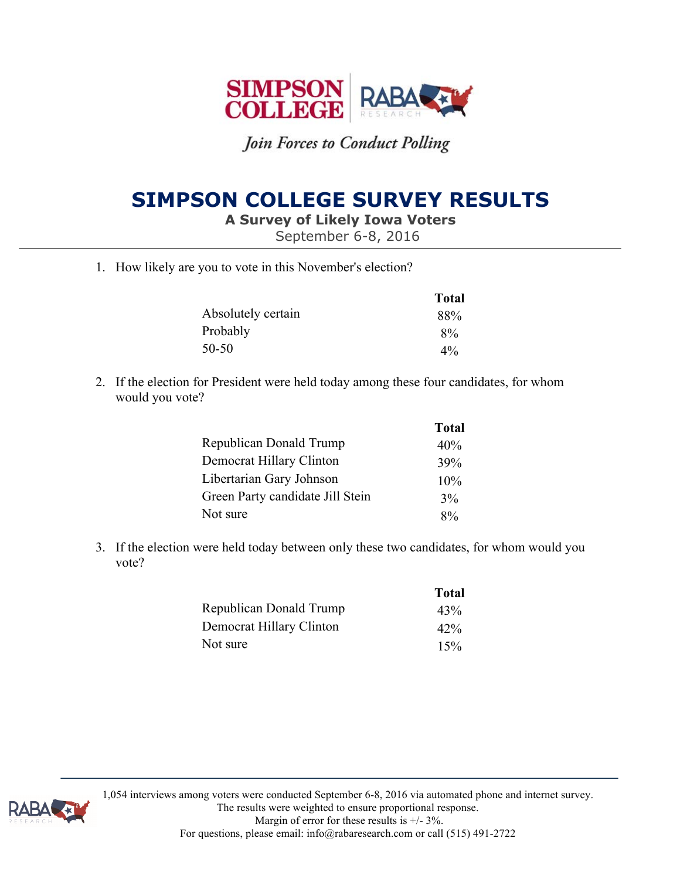SIMPSON COLLEGE | RABA RESEARCH

*Join Forces to Conduct Polling*

# SIMPSON COLLEGE SURVEY RESULTS

**A Survey of Likely Iowa Voters**

September 6-8, 2016

1. How likely are you to vote in this November's election?

| | Total |
|---|---|
| Absolutely certain | 88% |
| Probably | 8% |
| 50-50 | 4% |

2. If the election for President were held today among these four candidates, for whom would you vote?

| | Total |
|---|---|
| Republican Donald Trump | 40% |
| Democrat Hillary Clinton | 39% |
| Libertarian Gary Johnson | 10% |
| Green Party candidate Jill Stein | 3% |
| Not sure | 8% |

3. If the election were held today between only these two candidates, for whom would you vote?

| | Total |
|---|---|
| Republican Donald Trump | 43% |
| Democrat Hillary Clinton | 42% |
| Not sure | 15% |

1,054 interviews among voters were conducted September 6-8, 2016 via automated phone and internet survey. The results were weighted to ensure proportional response. Margin of error for these results is +/- 3%. For questions, please email: info@rabaresearch.com or call (515) 491-2722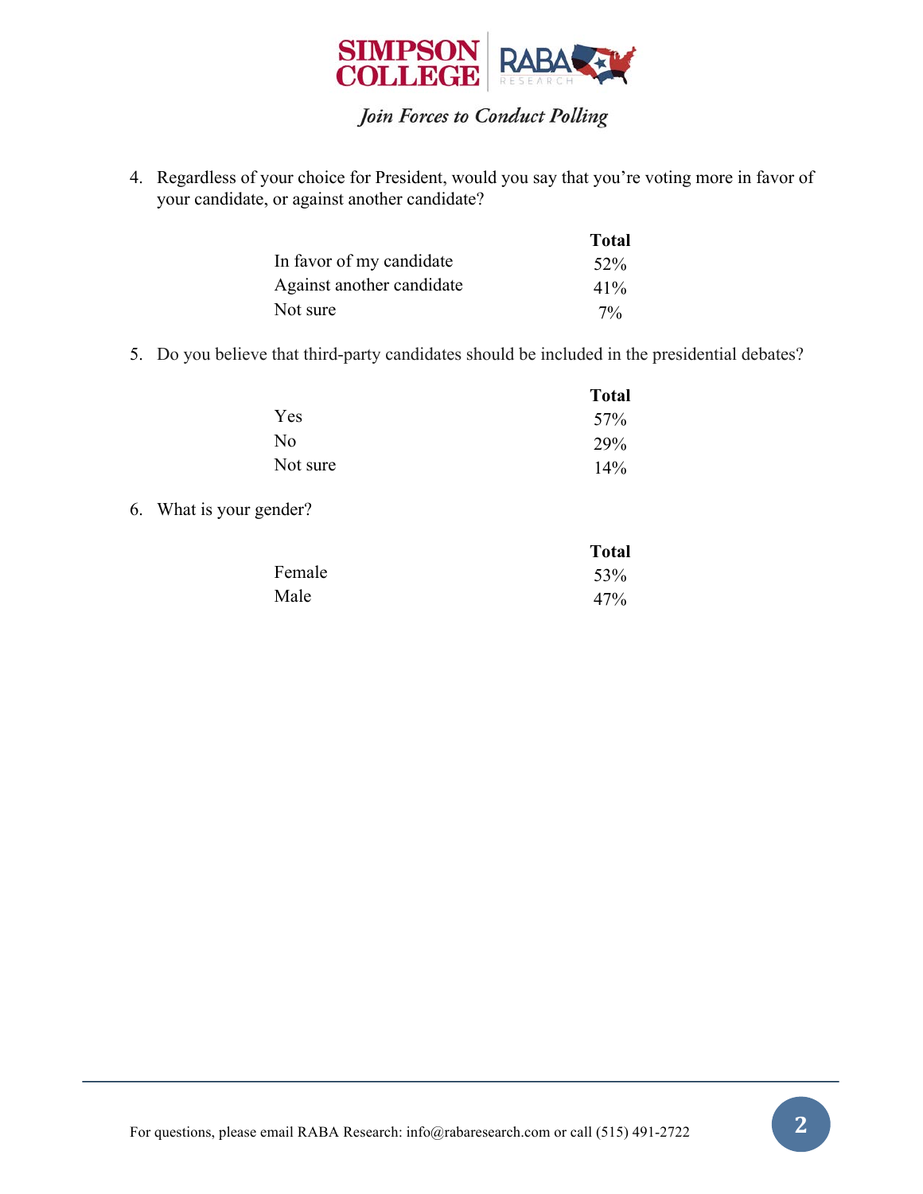4. Regardless of your choice for President, would you say that you're voting more in favor of your candidate, or against another candidate?

| | Total |
|---|---|
| In favor of my candidate | 52% |
| Against another candidate | 41% |
| Not sure | 7% |

5. Do you believe that third-party candidates should be included in the presidential debates?

| | Total |
|---|---|
| Yes | 57% |
| No | 29% |
| Not sure | 14% |

6. What is your gender?

| | Total |
|---|---|
| Female | 53% |
| Male | 47% |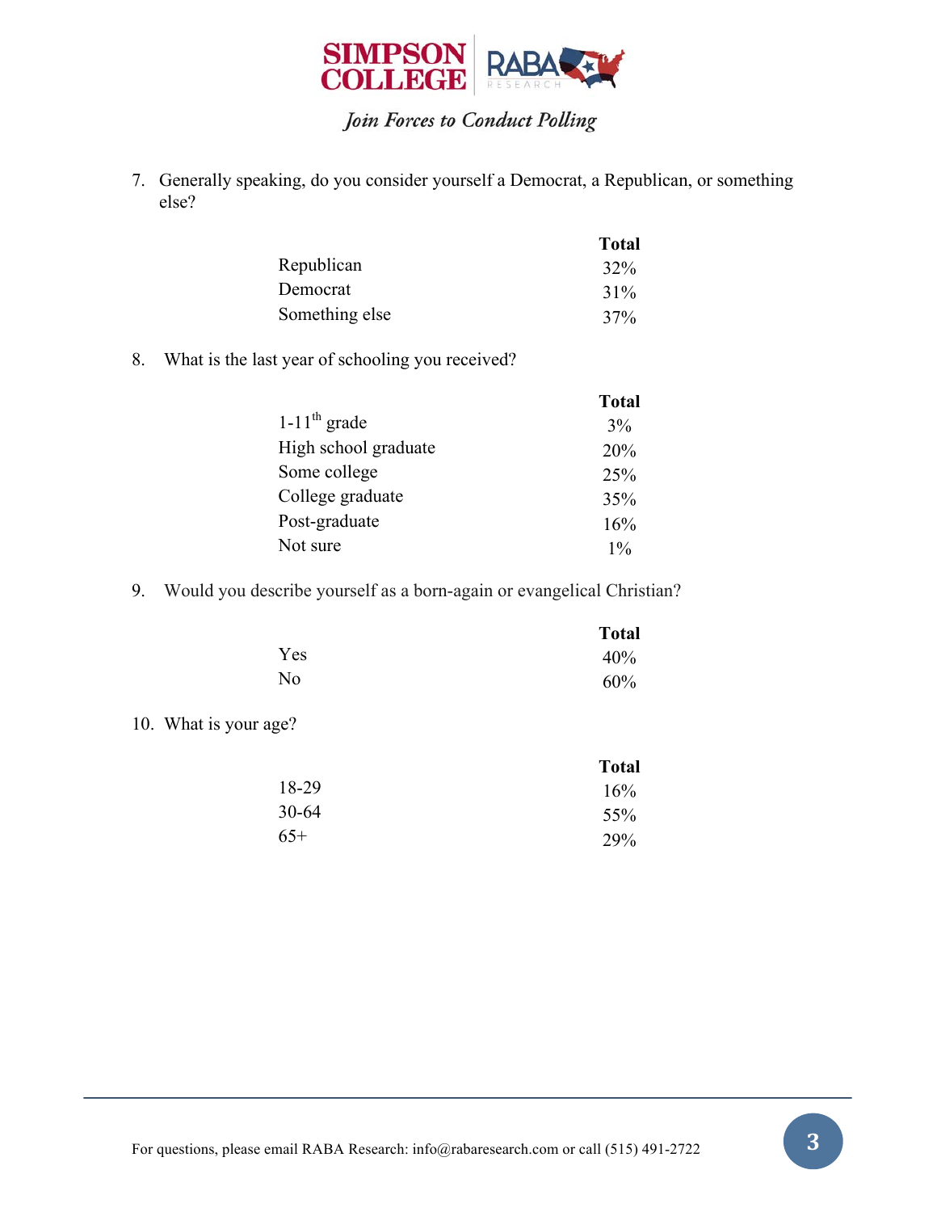7. Generally speaking, do you consider yourself a Democrat, a Republican, or something else?

| | Total |
|---|---|
| Republican | 32% |
| Democrat | 31% |
| Something else | 37% |

8. What is the last year of schooling you received?

| | Total |
|---|---|
| 1-11th grade | 3% |
| High school graduate | 20% |
| Some college | 25% |
| College graduate | 35% |
| Post-graduate | 16% |
| Not sure | 1% |

9. Would you describe yourself as a born-again or evangelical Christian?

| | Total |
|---|---|
| Yes | 40% |
| No | 60% |

10. What is your age?

| | Total |
|---|---|
| 18-29 | 16% |
| 30-64 | 55% |
| 65+ | 29% |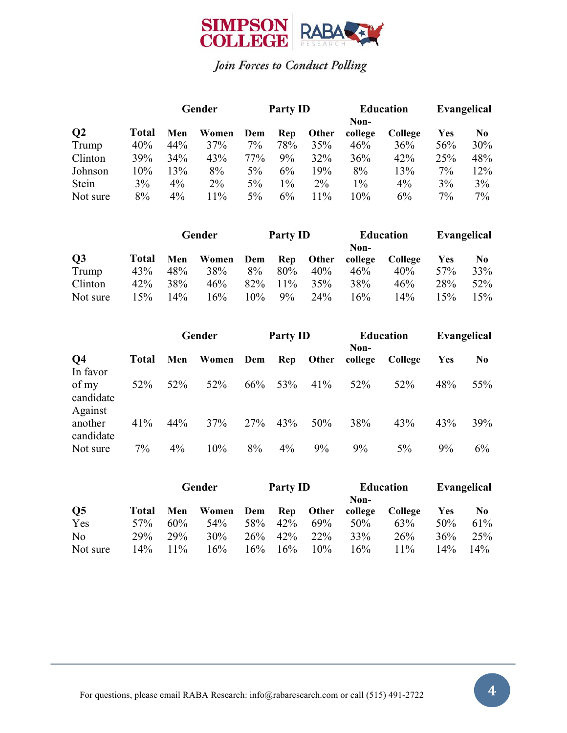**SIMPSON COLLEGE** | **RABA RESEARCH**

*Join Forces to Conduct Polling*

| Q2 | Total | Gender | | Party ID | | | Education | | Evangelical | |
|---|---|---|---|---|---|---|---|---|---|---|
| | | Men | Women | Dem | Rep | Other | Non-college | College | Yes | No |
| Trump | 40% | 44% | 37% | 7% | 78% | 35% | 46% | 36% | 56% | 30% |
| Clinton | 39% | 34% | 43% | 77% | 9% | 32% | 36% | 42% | 25% | 48% |
| Johnson | 10% | 13% | 8% | 5% | 6% | 19% | 8% | 13% | 7% | 12% |
| Stein | 3% | 4% | 2% | 5% | 1% | 2% | 1% | 4% | 3% | 3% |
| Not sure | 8% | 4% | 11% | 5% | 6% | 11% | 10% | 6% | 7% | 7% |

| Q3 | Total | Gender | | Party ID | | | Education | | Evangelical | |
|---|---|---|---|---|---|---|---|---|---|---|
| | | Men | Women | Dem | Rep | Other | Non-college | College | Yes | No |
| Trump | 43% | 48% | 38% | 8% | 80% | 40% | 46% | 40% | 57% | 33% |
| Clinton | 42% | 38% | 46% | 82% | 11% | 35% | 38% | 46% | 28% | 52% |
| Not sure | 15% | 14% | 16% | 10% | 9% | 24% | 16% | 14% | 15% | 15% |

| Q4 | Total | Gender | | Party ID | | | Education | | Evangelical | |
|---|---|---|---|---|---|---|---|---|---|---|
| | | Men | Women | Dem | Rep | Other | Non-college | College | Yes | No |
| In favor of my candidate | 52% | 52% | 52% | 66% | 53% | 41% | 52% | 52% | 48% | 55% |
| Against another candidate | 41% | 44% | 37% | 27% | 43% | 50% | 38% | 43% | 43% | 39% |
| Not sure | 7% | 4% | 10% | 8% | 4% | 9% | 9% | 5% | 9% | 6% |

| Q5 | Total | Gender | | Party ID | | | Education | | Evangelical | |
|---|---|---|---|---|---|---|---|---|---|---|
| | | Men | Women | Dem | Rep | Other | Non-college | College | Yes | No |
| Yes | 57% | 60% | 54% | 58% | 42% | 69% | 50% | 63% | 50% | 61% |
| No | 29% | 29% | 30% | 26% | 42% | 22% | 33% | 26% | 36% | 25% |
| Not sure | 14% | 11% | 16% | 16% | 16% | 10% | 16% | 11% | 14% | 14% |

For questions, please email RABA Research: info@rabaresearch.com or call (515) 491-2722